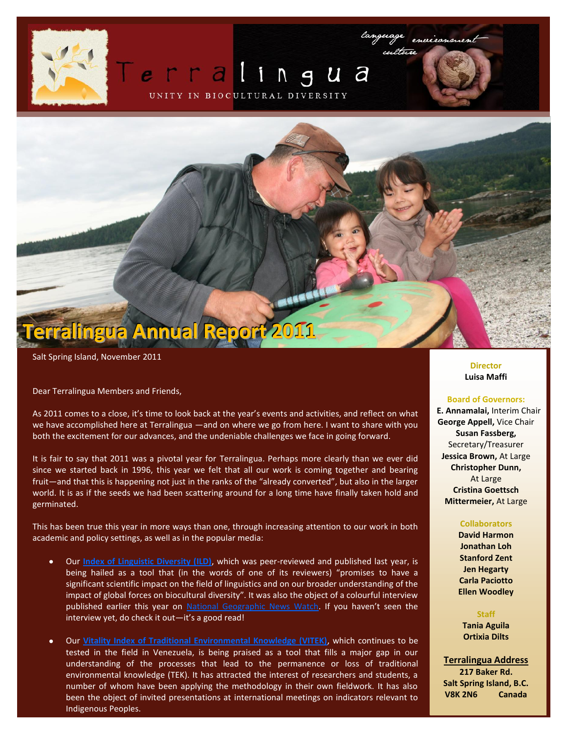# Terralingua

UNITY IN BIOCULTURAL DIVERSITY

language environment culture

## Terralingua Annual Report 2011

Salt Spring Island, November 2011

Dear Terralingua Members and Friends,

As 2011 comes to a close, it's time to look back at the year's events and activities, and reflect on what we have accomplished here at Terralingua —and on where we go from here. I want to share with you both the excitement for our advances, and the undeniable challenges we face in going forward.

It is fair to say that 2011 was a pivotal year for Terralingua. Perhaps more clearly than we ever did since we started back in 1996, this year we felt that all our work is coming together and bearing fruit—and that this is happening not just in the ranks of the "already converted", but also in the larger world. It is as if the seeds we had been scattering around for a long time have finally taken hold and germinated.

This has been true this year in more ways than one, through increasing attention to our work in both academic and policy settings, as well as in the popular media:

- Our **Index of Linguistic Diversity (ILD)**, which was peer-reviewed and published last year, is being hailed as a tool that (in the words of one of its reviewers) "promises to have a significant scientific impact on the field of linguistics and on our broader understanding of the impact of global forces on biocultural diversity". It was also the object of a colourful interview published earlier this year on National Geographic News Watch. If you haven't seen the interview yet, do check it out—it's a good read!

- Our **Vitality Index of Traditional Environmental Knowledge (VITEK)**, which continues to be tested in the field in Venezuela, is being praised as a tool that fills a major gap in our understanding of the processes that lead to the permanence or loss of traditional environmental knowledge (TEK). It has attracted the interest of researchers and students, a number of whom have been applying the methodology in their own fieldwork. It has also been the object of invited presentations at international meetings on indicators relevant to Indigenous Peoples.

**Director**
**Luisa Maffi**

**Board of Governors:**
**E. Annamalai,** Interim Chair
**George Appell,** Vice Chair
**Susan Fassberg,** Secretary/Treasurer
**Jessica Brown,** At Large
**Christopher Dunn,** At Large
**Cristina Goettsch Mittermeier,** At Large

**Collaborators**
**David Harmon**
**Jonathan Loh**
**Stanford Zent**
**Jen Hegarty**
**Carla Paciotto**
**Ellen Woodley**

**Staff**
**Tania Aguila**
**Ortixia Dilts**

**Terralingua Address**
**217 Baker Rd.**
**Salt Spring Island, B.C.**
**V8K 2N6 Canada**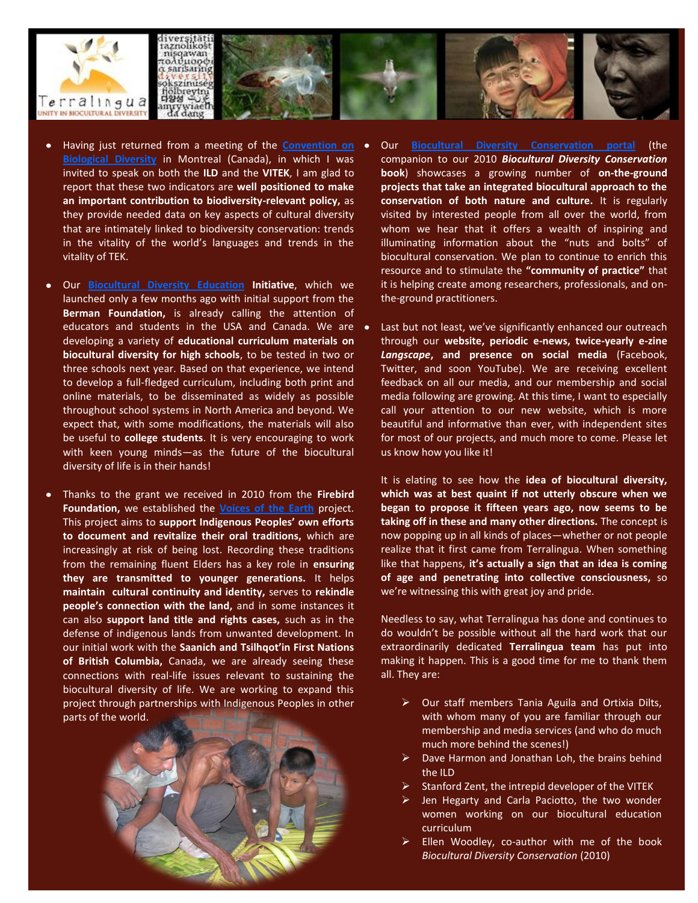- Having just returned from a meeting of the Convention on Biological Diversity in Montreal (Canada), in which I was invited to speak on both the **ILD** and the **VITEK**, I am glad to report that these two indicators are **well positioned to make an important contribution to biodiversity-relevant policy,** as they provide needed data on key aspects of cultural diversity that are intimately linked to biodiversity conservation: trends in the vitality of the world's languages and trends in the vitality of TEK.

- Our **Biocultural Diversity Education Initiative**, which we launched only a few months ago with initial support from the **Berman Foundation,** is already calling the attention of educators and students in the USA and Canada. We are developing a variety of **educational curriculum materials on biocultural diversity for high schools**, to be tested in two or three schools next year. Based on that experience, we intend to develop a full-fledged curriculum, including both print and online materials, to be disseminated as widely as possible throughout school systems in North America and beyond. We expect that, with some modifications, the materials will also be useful to **college students**. It is very encouraging to work with keen young minds—as the future of the biocultural diversity of life is in their hands!

- Thanks to the grant we received in 2010 from the **Firebird Foundation,** we established the **Voices of the Earth** project. This project aims to **support Indigenous Peoples' own efforts to document and revitalize their oral traditions,** which are increasingly at risk of being lost. Recording these traditions from the remaining fluent Elders has a key role in **ensuring they are transmitted to younger generations.** It helps **maintain cultural continuity and identity,** serves to **rekindle people's connection with the land,** and in some instances it can also **support land title and rights cases,** such as in the defense of indigenous lands from unwanted development. In our initial work with the **Saanich and Tsilhqot'in First Nations of British Columbia,** Canada, we are already seeing these connections with real-life issues relevant to sustaining the biocultural diversity of life. We are working to expand this project through partnerships with Indigenous Peoples in other parts of the world.

- Our **Biocultural Diversity Conservation portal** (the companion to our 2010 ***Biocultural Diversity Conservation* book**) showcases a growing number of **on-the-ground projects that take an integrated biocultural approach to the conservation of both nature and culture.** It is regularly visited by interested people from all over the world, from whom we hear that it offers a wealth of inspiring and illuminating information about the "nuts and bolts" of biocultural conservation. We plan to continue to enrich this resource and to stimulate the **"community of practice"** that it is helping create among researchers, professionals, and on-the-ground practitioners.

- Last but not least, we've significantly enhanced our outreach through our **website, periodic e-news, twice-yearly e-zine *Langscape*, and presence on social media** (Facebook, Twitter, and soon YouTube). We are receiving excellent feedback on all our media, and our membership and social media following are growing. At this time, I want to especially call your attention to our new website, which is more beautiful and informative than ever, with independent sites for most of our projects, and much more to come. Please let us know how you like it!

It is elating to see how the **idea of biocultural diversity, which was at best quaint if not utterly obscure when we began to propose it fifteen years ago, now seems to be taking off in these and many other directions.** The concept is now popping up in all kinds of places—whether or not people realize that it first came from Terralingua. When something like that happens, **it's actually a sign that an idea is coming of age and penetrating into collective consciousness,** so we're witnessing this with great joy and pride.

Needless to say, what Terralingua has done and continues to do wouldn't be possible without all the hard work that our extraordinarily dedicated **Terralingua team** has put into making it happen. This is a good time for me to thank them all. They are:

- Our staff members Tania Aguila and Ortixia Dilts, with whom many of you are familiar through our membership and media services (and who do much much more behind the scenes!)
- Dave Harmon and Jonathan Loh, the brains behind the ILD
- Stanford Zent, the intrepid developer of the VITEK
- Jen Hegarty and Carla Paciotto, the two wonder women working on our biocultural education curriculum
- Ellen Woodley, co-author with me of the book *Biocultural Diversity Conservation* (2010)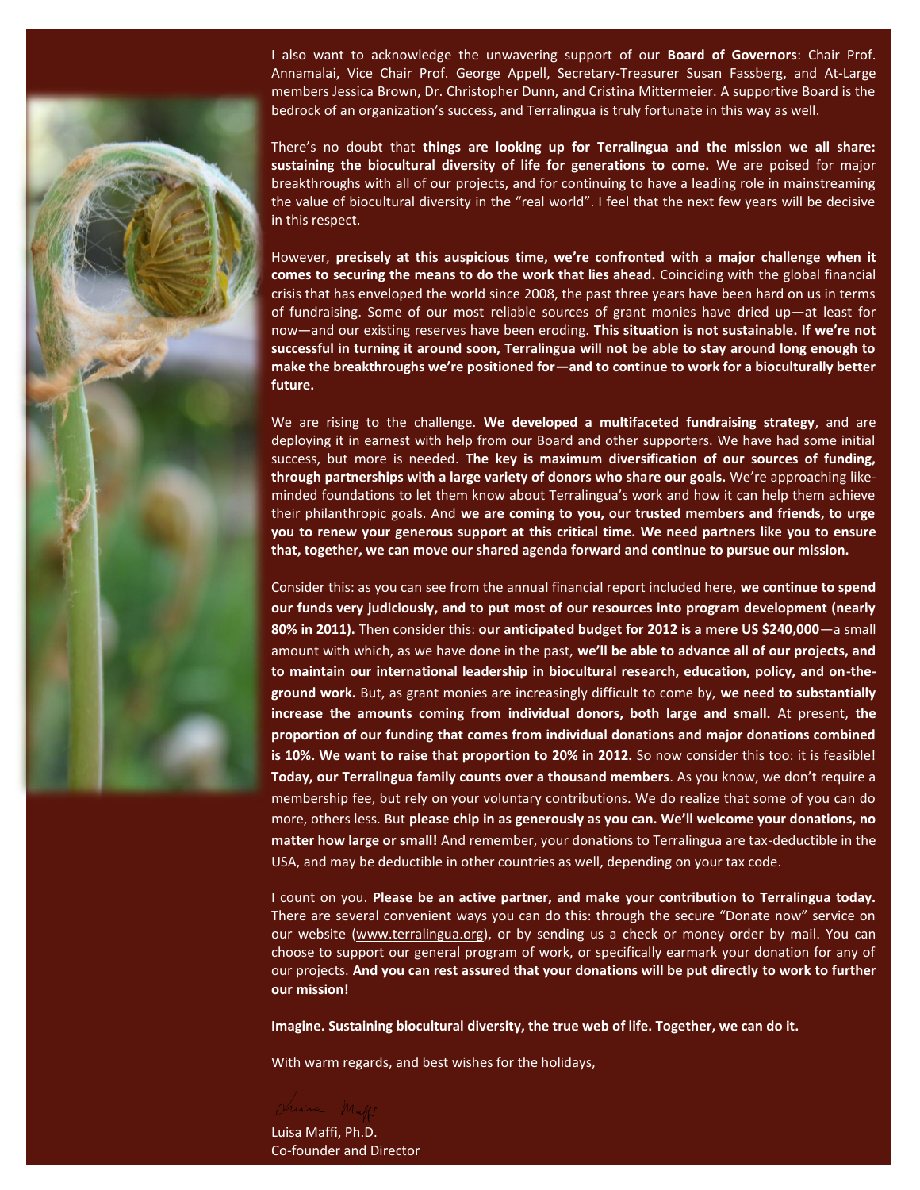I also want to acknowledge the unwavering support of our **Board of Governors**: Chair Prof. Annamalai, Vice Chair Prof. George Appell, Secretary-Treasurer Susan Fassberg, and At-Large members Jessica Brown, Dr. Christopher Dunn, and Cristina Mittermeier. A supportive Board is the bedrock of an organization's success, and Terralingua is truly fortunate in this way as well.

There's no doubt that **things are looking up for Terralingua and the mission we all share: sustaining the biocultural diversity of life for generations to come.** We are poised for major breakthroughs with all of our projects, and for continuing to have a leading role in mainstreaming the value of biocultural diversity in the "real world". I feel that the next few years will be decisive in this respect.

However, **precisely at this auspicious time, we're confronted with a major challenge when it comes to securing the means to do the work that lies ahead.** Coinciding with the global financial crisis that has enveloped the world since 2008, the past three years have been hard on us in terms of fundraising. Some of our most reliable sources of grant monies have dried up—at least for now—and our existing reserves have been eroding. **This situation is not sustainable. If we're not successful in turning it around soon, Terralingua will not be able to stay around long enough to make the breakthroughs we're positioned for—and to continue to work for a bioculturally better future.**

We are rising to the challenge. **We developed a multifaceted fundraising strategy**, and are deploying it in earnest with help from our Board and other supporters. We have had some initial success, but more is needed. **The key is maximum diversification of our sources of funding, through partnerships with a large variety of donors who share our goals.** We're approaching like-minded foundations to let them know about Terralingua's work and how it can help them achieve their philanthropic goals. And **we are coming to you, our trusted members and friends, to urge you to renew your generous support at this critical time. We need partners like you to ensure that, together, we can move our shared agenda forward and continue to pursue our mission.**

Consider this: as you can see from the annual financial report included here, **we continue to spend our funds very judiciously, and to put most of our resources into program development (nearly 80% in 2011).** Then consider this: **our anticipated budget for 2012 is a mere US $240,000**—a small amount with which, as we have done in the past, **we'll be able to advance all of our projects, and to maintain our international leadership in biocultural research, education, policy, and on-the-ground work.** But, as grant monies are increasingly difficult to come by, **we need to substantially increase the amounts coming from individual donors, both large and small.** At present, **the proportion of our funding that comes from individual donations and major donations combined is 10%. We want to raise that proportion to 20% in 2012.** So now consider this too: it is feasible! **Today, our Terralingua family counts over a thousand members**. As you know, we don't require a membership fee, but rely on your voluntary contributions. We do realize that some of you can do more, others less. But **please chip in as generously as you can. We'll welcome your donations, no matter how large or small!** And remember, your donations to Terralingua are tax-deductible in the USA, and may be deductible in other countries as well, depending on your tax code.

I count on you. **Please be an active partner, and make your contribution to Terralingua today.** There are several convenient ways you can do this: through the secure "Donate now" service on our website (www.terralingua.org), or by sending us a check or money order by mail. You can choose to support our general program of work, or specifically earmark your donation for any of our projects. **And you can rest assured that your donations will be put directly to work to further our mission!**

**Imagine. Sustaining biocultural diversity, the true web of life. Together, we can do it.**

With warm regards, and best wishes for the holidays,

Luisa Maffi, Ph.D.  
Co-founder and Director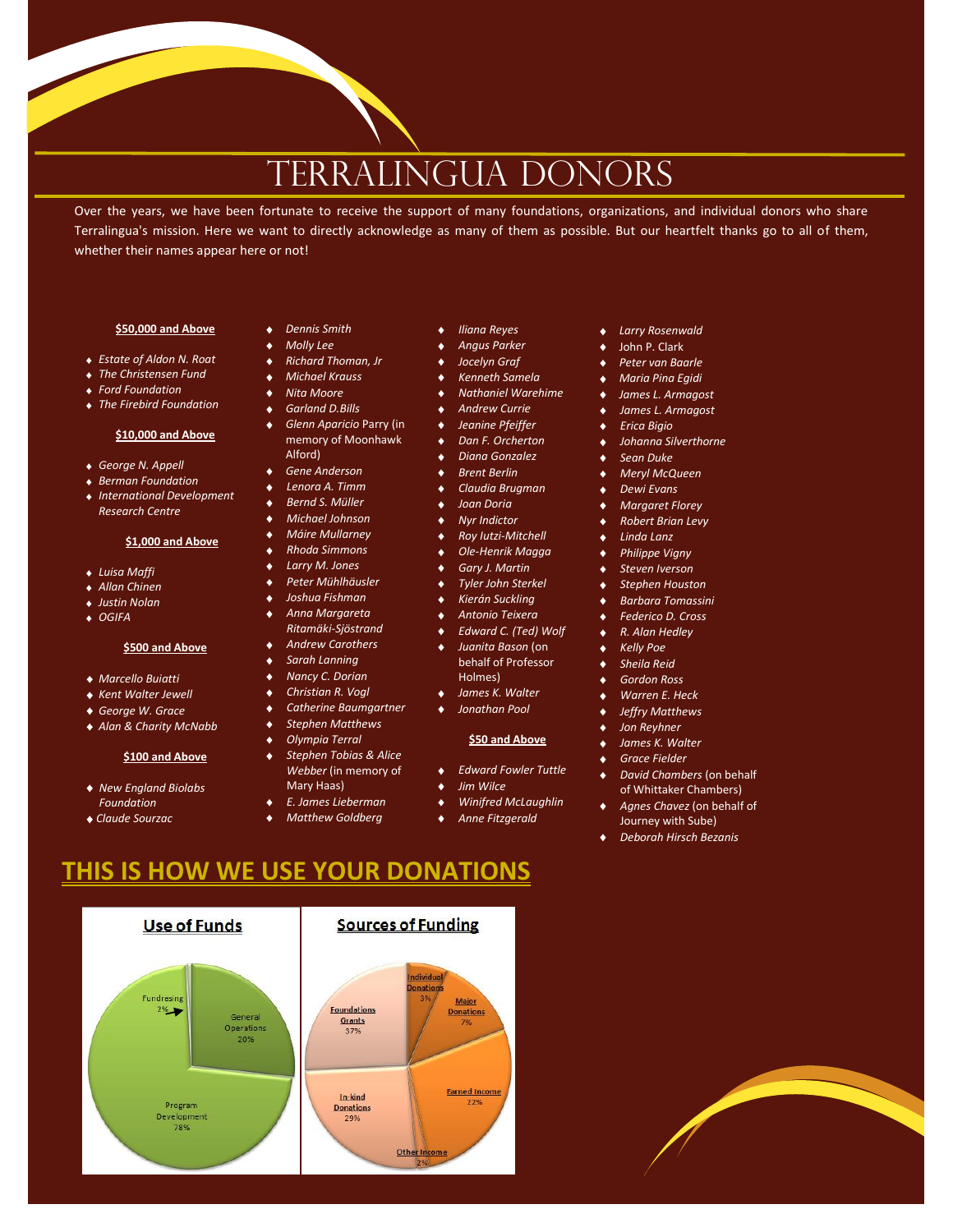# TERRALINGUA DONORS

Over the years, we have been fortunate to receive the support of many foundations, organizations, and individual donors who share Terralingua's mission. Here we want to directly acknowledge as many of them as possible. But our heartfelt thanks go to all of them, whether their names appear here or not!

**$50,000 and Above**

- *Estate of Aldon N. Roat*
- *The Christensen Fund*
- *Ford Foundation*
- *The Firebird Foundation*

**$10,000 and Above**

- *George N. Appell*
- *Berman Foundation*
- *International Development Research Centre*

**$1,000 and Above**

- *Luisa Maffi*
- *Allan Chinen*
- *Justin Nolan*
- *OGIFA*

**$500 and Above**

- *Marcello Buiatti*
- *Kent Walter Jewell*
- *George W. Grace*
- *Alan & Charity McNabb*

**$100 and Above**

- *New England Biolabs Foundation*
- *Claude Sourzac*
- *Dennis Smith*
- *Molly Lee*
- *Richard Thoman, Jr*
- *Michael Krauss*
- *Nita Moore*
- *Garland D.Bills*
- *Glenn Aparicio* Parry (in memory of Moonhawk Alford)
- *Gene Anderson*
- *Lenora A. Timm*
- *Bernd S. Müller*
- *Michael Johnson*
- *Máire Mullarney*
- *Rhoda Simmons*
- *Larry M. Jones*
- *Peter Mühlhäusler*
- *Joshua Fishman*
- *Anna Margareta Ritamäki-Sjöstrand*
- *Andrew Carothers*
- *Sarah Lanning*
- *Nancy C. Dorian*
- *Christian R. Vogl*
- *Catherine Baumgartner*
- *Stephen Matthews*
- *Olympia Terral*
- *Stephen Tobias & Alice Webber* (in memory of Mary Haas)
- *E. James Lieberman*
- *Matthew Goldberg*
- *Iliana Reyes*
- *Angus Parker*
- *Jocelyn Graf*
- *Kenneth Samela*
- *Nathaniel Warehime*
- *Andrew Currie*
- *Jeanine Pfeiffer*
- *Dan F. Orcherton*
- *Diana Gonzalez*
- *Brent Berlin*
- *Claudia Brugman*
- *Joan Doria*
- *Nyr Indictor*
- *Roy Iutzi-Mitchell*
- *Ole-Henrik Magga*
- *Gary J. Martin*
- *Tyler John Sterkel*
- *Kierán Suckling*
- *Antonio Teixera*
- *Edward C. (Ted) Wolf*
- *Juanita Bason* (on behalf of Professor Holmes)
- *James K. Walter*
- *Jonathan Pool*

**$50 and Above**

- *Edward Fowler Tuttle*
- *Jim Wilce*
- *Winifred McLaughlin*
- *Anne Fitzgerald*
- *Larry Rosenwald*
- John P. Clark
- *Peter van Baarle*
- *Maria Pina Egidi*
- *James L. Armagost*
- *James L. Armagost*
- *Erica Bigio*
- *Johanna Silverthorne*
- *Sean Duke*
- *Meryl McQueen*
- *Dewi Evans*
- *Margaret Florey*
- *Robert Brian Levy*
- *Linda Lanz*
- *Philippe Vigny*
- *Steven Iverson*
- *Stephen Houston*
- *Barbara Tomassini*
- *Federico D. Cross*
- *R. Alan Hedley*
- *Kelly Poe*
- *Sheila Reid*
- *Gordon Ross*
- *Warren E. Heck*
- *Jeffry Matthews*
- *Jon Reyhner*
- *James K. Walter*
- *Grace Fielder*
- *David Chambers* (on behalf of Whittaker Chambers)
- *Agnes Chavez* (on behalf of Journey with Sube)
- *Deborah Hirsch Bezanis*

## THIS IS HOW WE USE YOUR DONATIONS

Use of Funds

Fundrasing 2%
General Operations 20%
Program Development 78%

Sources of Funding

Individual Donations 3%
Major Donations 7%
Earned Income 22%
Other Income 2%
In-kind Donations 29%
Foundations Grants 37%